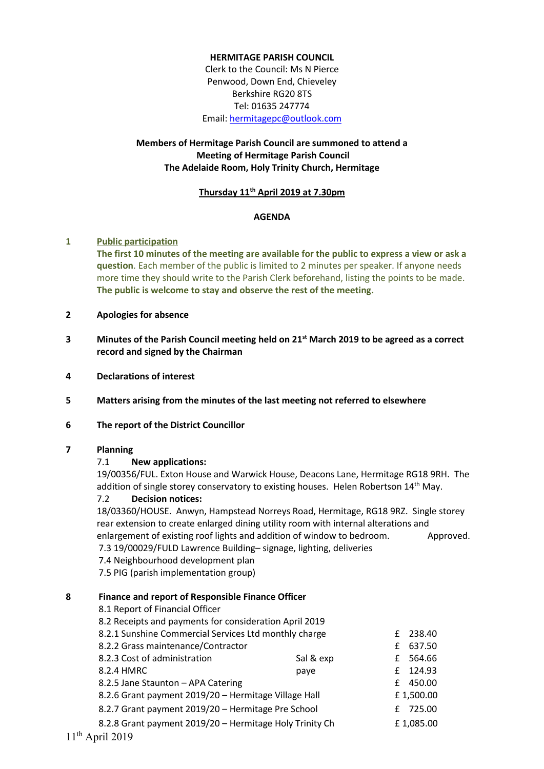**HERMITAGE PARISH COUNCIL**

Clerk to the Council: Ms N Pierce
Penwood, Down End, Chieveley
Berkshire RG20 8TS
Tel: 01635 247774
Email: hermitagepc@outlook.com

**Members of Hermitage Parish Council are summoned to attend a Meeting of Hermitage Parish Council The Adelaide Room, Holy Trinity Church, Hermitage**

**Thursday 11th April 2019 at 7.30pm**

**AGENDA**

**1 Public participation**

**The first 10 minutes of the meeting are available for the public to express a view or ask a question**. Each member of the public is limited to 2 minutes per speaker. If anyone needs more time they should write to the Parish Clerk beforehand, listing the points to be made. **The public is welcome to stay and observe the rest of the meeting.**

**2 Apologies for absence**

**3 Minutes of the Parish Council meeting held on 21st March 2019 to be agreed as a correct record and signed by the Chairman**

**4 Declarations of interest**

**5 Matters arising from the minutes of the last meeting not referred to elsewhere**

**6 The report of the District Councillor**

**7 Planning**

7.1 **New applications:**

19/00356/FUL. Exton House and Warwick House, Deacons Lane, Hermitage RG18 9RH. The addition of single storey conservatory to existing houses. Helen Robertson 14th May.

7.2 **Decision notices:**

18/03360/HOUSE. Anwyn, Hampstead Norreys Road, Hermitage, RG18 9RZ. Single storey rear extension to create enlarged dining utility room with internal alterations and enlargement of existing roof lights and addition of window to bedroom. Approved.

7.3 19/00029/FULD Lawrence Building– signage, lighting, deliveries

7.4 Neighbourhood development plan

7.5 PIG (parish implementation group)

**8 Finance and report of Responsible Finance Officer**

8.1 Report of Financial Officer

8.2 Receipts and payments for consideration April 2019

| | | |
|---|---|---|
| 8.2.1 Sunshine Commercial Services Ltd monthly charge | | £ 238.40 |
| 8.2.2 Grass maintenance/Contractor | | £ 637.50 |
| 8.2.3 Cost of administration | Sal & exp | £ 564.66 |
| 8.2.4 HMRC | paye | £ 124.93 |
| 8.2.5 Jane Staunton – APA Catering | | £ 450.00 |
| 8.2.6 Grant payment 2019/20 – Hermitage Village Hall | | £ 1,500.00 |
| 8.2.7 Grant payment 2019/20 – Hermitage Pre School | | £ 725.00 |
| 8.2.8 Grant payment 2019/20 – Hermitage Holy Trinity Ch | | £ 1,085.00 |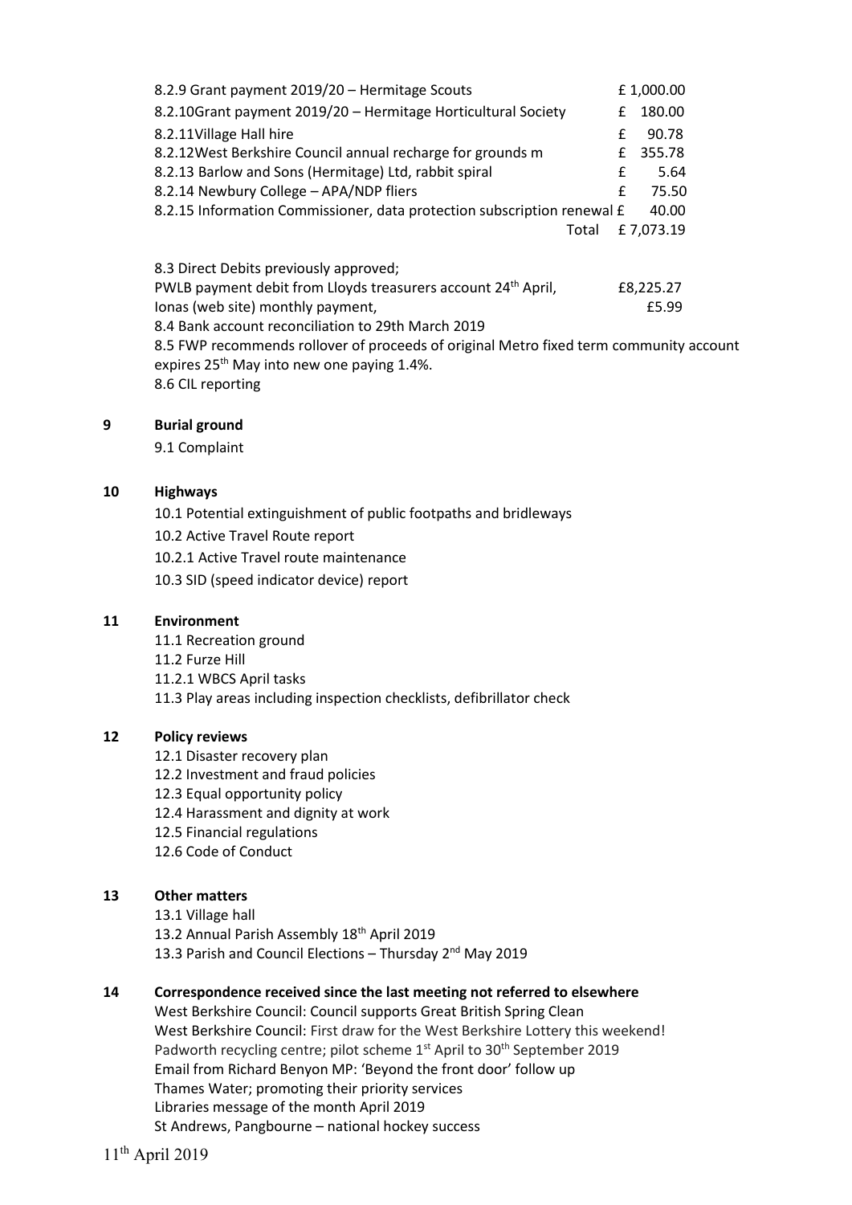| | | |
|---|---|---|
| 8.2.9 Grant payment 2019/20 – Hermitage Scouts | | £ 1,000.00 |
| 8.2.10Grant payment 2019/20 – Hermitage Horticultural Society | £ | 180.00 |
| 8.2.11Village Hall hire | £ | 90.78 |
| 8.2.12West Berkshire Council annual recharge for grounds m | £ | 355.78 |
| 8.2.13 Barlow and Sons (Hermitage) Ltd, rabbit spiral | £ | 5.64 |
| 8.2.14 Newbury College – APA/NDP fliers | £ | 75.50 |
| 8.2.15 Information Commissioner, data protection subscription renewal | £ | 40.00 |
| Total | | £ 7,073.19 |

8.3 Direct Debits previously approved;

PWLB payment debit from Lloyds treasurers account 24th April, £8,225.27

Ionas (web site) monthly payment, £5.99

8.4 Bank account reconciliation to 29th March 2019

8.5 FWP recommends rollover of proceeds of original Metro fixed term community account expires 25th May into new one paying 1.4%.

8.6 CIL reporting

**9 Burial ground**

9.1 Complaint

**10 Highways**

10.1 Potential extinguishment of public footpaths and bridleways

10.2 Active Travel Route report

10.2.1 Active Travel route maintenance

10.3 SID (speed indicator device) report

**11 Environment**

11.1 Recreation ground

11.2 Furze Hill

11.2.1 WBCS April tasks

11.3 Play areas including inspection checklists, defibrillator check

**12 Policy reviews**

12.1 Disaster recovery plan

12.2 Investment and fraud policies

12.3 Equal opportunity policy

12.4 Harassment and dignity at work

12.5 Financial regulations

12.6 Code of Conduct

**13 Other matters**

13.1 Village hall

13.2 Annual Parish Assembly 18th April 2019

13.3 Parish and Council Elections – Thursday 2nd May 2019

**14 Correspondence received since the last meeting not referred to elsewhere**

West Berkshire Council: Council supports Great British Spring Clean

West Berkshire Council: First draw for the West Berkshire Lottery this weekend!

Padworth recycling centre; pilot scheme 1st April to 30th September 2019

Email from Richard Benyon MP: 'Beyond the front door' follow up

Thames Water; promoting their priority services

Libraries message of the month April 2019

St Andrews, Pangbourne – national hockey success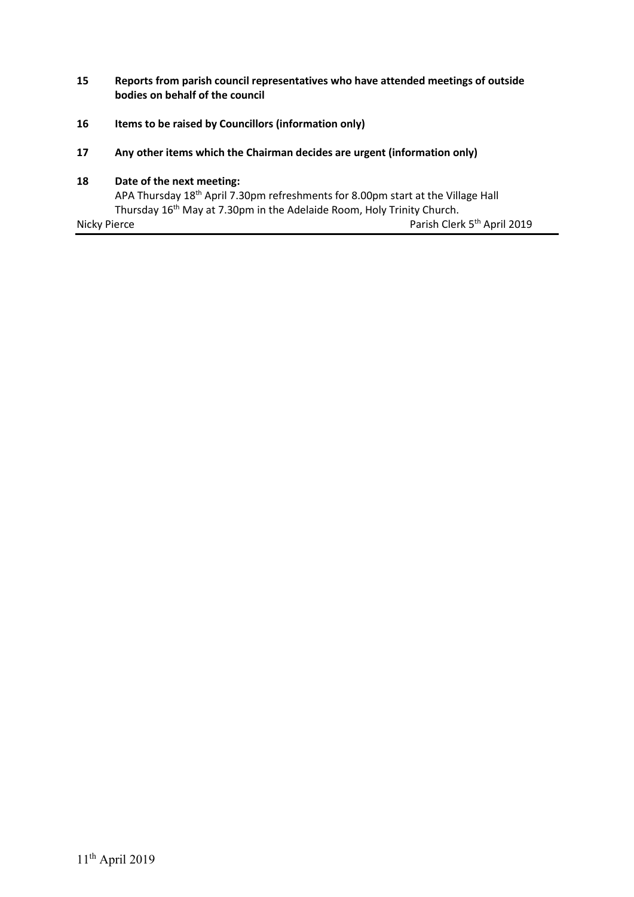**15 Reports from parish council representatives who have attended meetings of outside bodies on behalf of the council**

**16 Items to be raised by Councillors (information only)**

**17 Any other items which the Chairman decides are urgent (information only)**

**18 Date of the next meeting:**

APA Thursday 18th April 7.30pm refreshments for 8.00pm start at the Village Hall

Thursday 16th May at 7.30pm in the Adelaide Room, Holy Trinity Church.

Nicky Pierce Parish Clerk 5th April 2019

11th April 2019